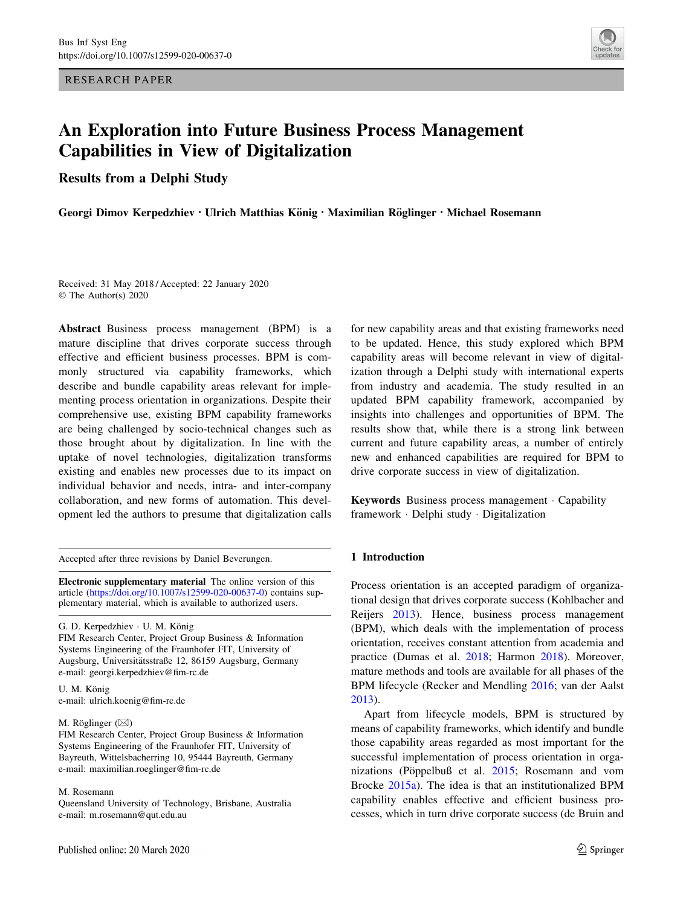RESEARCH PAPER

# An Exploration into Future Business Process Management Capabilities in View of Digitalization

## Results from a Delphi Study

**Georgi Dimov Kerpedzhiev · Ulrich Matthias König · Maximilian Röglinger · Michael Rosemann**

Received: 31 May 2018 / Accepted: 22 January 2020
© The Author(s) 2020

**Abstract** Business process management (BPM) is a mature discipline that drives corporate success through effective and efficient business processes. BPM is commonly structured via capability frameworks, which describe and bundle capability areas relevant for implementing process orientation in organizations. Despite their comprehensive use, existing BPM capability frameworks are being challenged by socio-technical changes such as those brought about by digitalization. In line with the uptake of novel technologies, digitalization transforms existing and enables new processes due to its impact on individual behavior and needs, intra- and inter-company collaboration, and new forms of automation. This development led the authors to presume that digitalization calls for new capability areas and that existing frameworks need to be updated. Hence, this study explored which BPM capability areas will become relevant in view of digitalization through a Delphi study with international experts from industry and academia. The study resulted in an updated BPM capability framework, accompanied by insights into challenges and opportunities of BPM. The results show that, while there is a strong link between current and future capability areas, a number of entirely new and enhanced capabilities are required for BPM to drive corporate success in view of digitalization.

**Keywords** Business process management · Capability framework · Delphi study · Digitalization

Accepted after three revisions by Daniel Beverungen.

**Electronic supplementary material** The online version of this article (https://doi.org/10.1007/s12599-020-00637-0) contains supplementary material, which is available to authorized users.

G. D. Kerpedzhiev · U. M. König
FIM Research Center, Project Group Business & Information Systems Engineering of the Fraunhofer FIT, University of Augsburg, Universitätsstraße 12, 86159 Augsburg, Germany
e-mail: georgi.kerpedzhiev@fim-rc.de

U. M. König
e-mail: ulrich.koenig@fim-rc.de

M. Röglinger (✉)
FIM Research Center, Project Group Business & Information Systems Engineering of the Fraunhofer FIT, University of Bayreuth, Wittelsbacherring 10, 95444 Bayreuth, Germany
e-mail: maximilian.roeglinger@fim-rc.de

M. Rosemann
Queensland University of Technology, Brisbane, Australia
e-mail: m.rosemann@qut.edu.au

Published online: 20 March 2020

## 1 Introduction

Process orientation is an accepted paradigm of organizational design that drives corporate success (Kohlbacher and Reijers 2013). Hence, business process management (BPM), which deals with the implementation of process orientation, receives constant attention from academia and practice (Dumas et al. 2018; Harmon 2018). Moreover, mature methods and tools are available for all phases of the BPM lifecycle (Recker and Mendling 2016; van der Aalst 2013).

Apart from lifecycle models, BPM is structured by means of capability frameworks, which identify and bundle those capability areas regarded as most important for the successful implementation of process orientation in organizations (Pöppelbuß et al. 2015; Rosemann and vom Brocke 2015a). The idea is that an institutionalized BPM capability enables effective and efficient business processes, which in turn drive corporate success (de Bruin and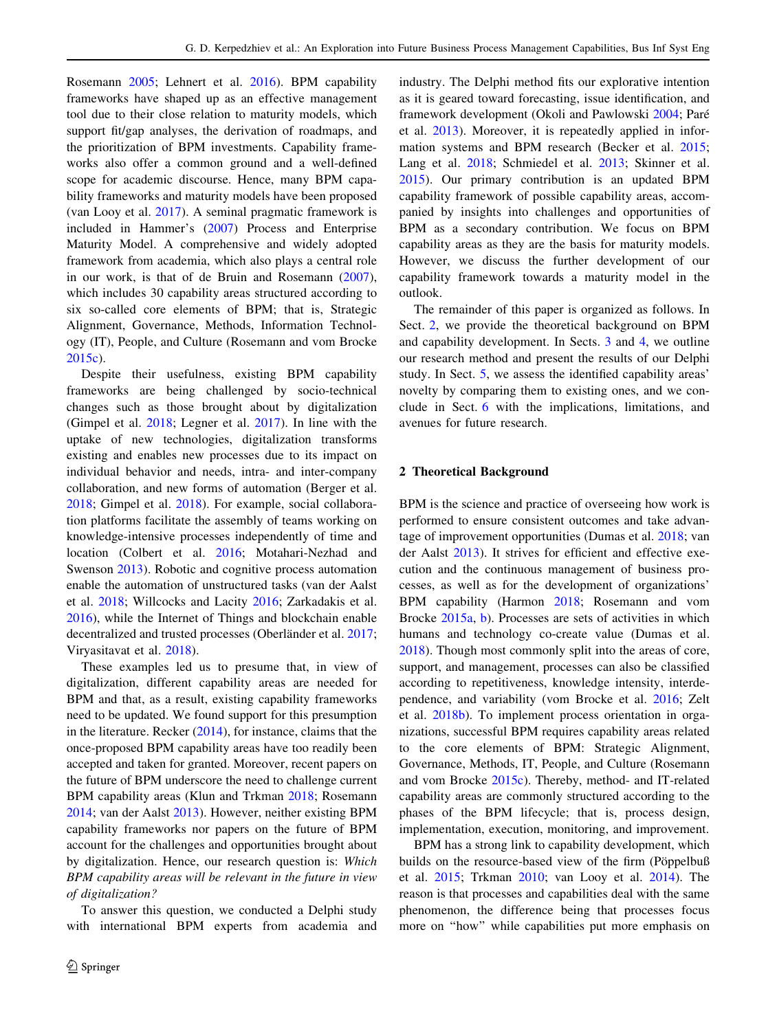Rosemann 2005; Lehnert et al. 2016). BPM capability frameworks have shaped up as an effective management tool due to their close relation to maturity models, which support fit/gap analyses, the derivation of roadmaps, and the prioritization of BPM investments. Capability frameworks also offer a common ground and a well-defined scope for academic discourse. Hence, many BPM capability frameworks and maturity models have been proposed (van Looy et al. 2017). A seminal pragmatic framework is included in Hammer's (2007) Process and Enterprise Maturity Model. A comprehensive and widely adopted framework from academia, which also plays a central role in our work, is that of de Bruin and Rosemann (2007), which includes 30 capability areas structured according to six so-called core elements of BPM; that is, Strategic Alignment, Governance, Methods, Information Technology (IT), People, and Culture (Rosemann and vom Brocke 2015c).

Despite their usefulness, existing BPM capability frameworks are being challenged by socio-technical changes such as those brought about by digitalization (Gimpel et al. 2018; Legner et al. 2017). In line with the uptake of new technologies, digitalization transforms existing and enables new processes due to its impact on individual behavior and needs, intra- and inter-company collaboration, and new forms of automation (Berger et al. 2018; Gimpel et al. 2018). For example, social collaboration platforms facilitate the assembly of teams working on knowledge-intensive processes independently of time and location (Colbert et al. 2016; Motahari-Nezhad and Swenson 2013). Robotic and cognitive process automation enable the automation of unstructured tasks (van der Aalst et al. 2018; Willcocks and Lacity 2016; Zarkadakis et al. 2016), while the Internet of Things and blockchain enable decentralized and trusted processes (Oberländer et al. 2017; Viryasitavat et al. 2018).

These examples led us to presume that, in view of digitalization, different capability areas are needed for BPM and that, as a result, existing capability frameworks need to be updated. We found support for this presumption in the literature. Recker (2014), for instance, claims that the once-proposed BPM capability areas have too readily been accepted and taken for granted. Moreover, recent papers on the future of BPM underscore the need to challenge current BPM capability areas (Klun and Trkman 2018; Rosemann 2014; van der Aalst 2013). However, neither existing BPM capability frameworks nor papers on the future of BPM account for the challenges and opportunities brought about by digitalization. Hence, our research question is: *Which BPM capability areas will be relevant in the future in view of digitalization?*

To answer this question, we conducted a Delphi study with international BPM experts from academia and industry. The Delphi method fits our explorative intention as it is geared toward forecasting, issue identification, and framework development (Okoli and Pawlowski 2004; Paré et al. 2013). Moreover, it is repeatedly applied in information systems and BPM research (Becker et al. 2015; Lang et al. 2018; Schmiedel et al. 2013; Skinner et al. 2015). Our primary contribution is an updated BPM capability framework of possible capability areas, accompanied by insights into challenges and opportunities of BPM as a secondary contribution. We focus on BPM capability areas as they are the basis for maturity models. However, we discuss the further development of our capability framework towards a maturity model in the outlook.

The remainder of this paper is organized as follows. In Sect. 2, we provide the theoretical background on BPM and capability development. In Sects. 3 and 4, we outline our research method and present the results of our Delphi study. In Sect. 5, we assess the identified capability areas' novelty by comparing them to existing ones, and we conclude in Sect. 6 with the implications, limitations, and avenues for future research.

## 2 Theoretical Background

BPM is the science and practice of overseeing how work is performed to ensure consistent outcomes and take advantage of improvement opportunities (Dumas et al. 2018; van der Aalst 2013). It strives for efficient and effective execution and the continuous management of business processes, as well as for the development of organizations' BPM capability (Harmon 2018; Rosemann and vom Brocke 2015a, b). Processes are sets of activities in which humans and technology co-create value (Dumas et al. 2018). Though most commonly split into the areas of core, support, and management, processes can also be classified according to repetitiveness, knowledge intensity, interdependence, and variability (vom Brocke et al. 2016; Zelt et al. 2018b). To implement process orientation in organizations, successful BPM requires capability areas related to the core elements of BPM: Strategic Alignment, Governance, Methods, IT, People, and Culture (Rosemann and vom Brocke 2015c). Thereby, method- and IT-related capability areas are commonly structured according to the phases of the BPM lifecycle; that is, process design, implementation, execution, monitoring, and improvement.

BPM has a strong link to capability development, which builds on the resource-based view of the firm (Pöppelbuß et al. 2015; Trkman 2010; van Looy et al. 2014). The reason is that processes and capabilities deal with the same phenomenon, the difference being that processes focus more on "how" while capabilities put more emphasis on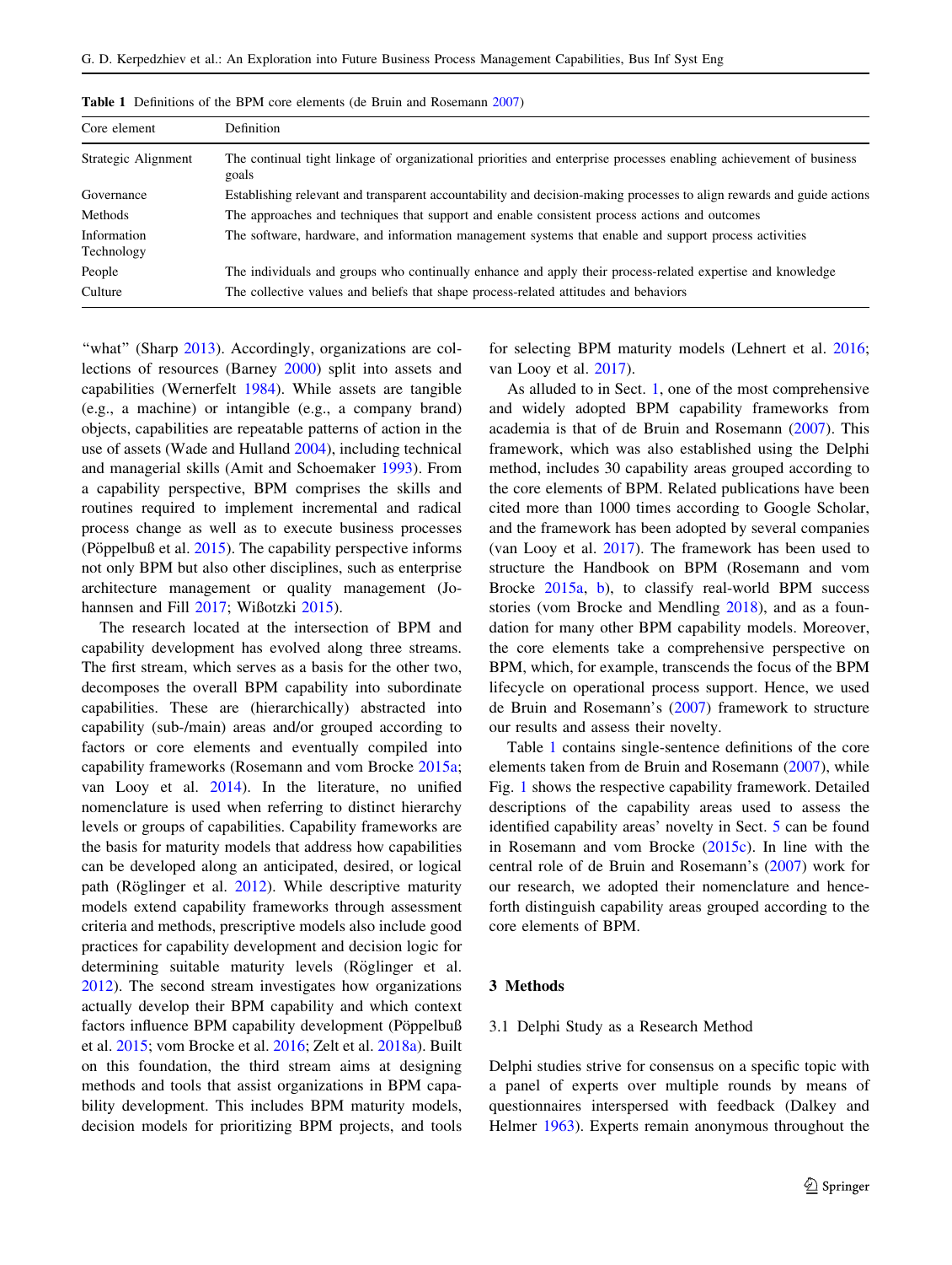**Table 1** Definitions of the BPM core elements (de Bruin and Rosemann 2007)

| Core element | Definition |
|---|---|
| Strategic Alignment | The continual tight linkage of organizational priorities and enterprise processes enabling achievement of business goals |
| Governance | Establishing relevant and transparent accountability and decision-making processes to align rewards and guide actions |
| Methods | The approaches and techniques that support and enable consistent process actions and outcomes |
| Information Technology | The software, hardware, and information management systems that enable and support process activities |
| People | The individuals and groups who continually enhance and apply their process-related expertise and knowledge |
| Culture | The collective values and beliefs that shape process-related attitudes and behaviors |

"what" (Sharp 2013). Accordingly, organizations are collections of resources (Barney 2000) split into assets and capabilities (Wernerfelt 1984). While assets are tangible (e.g., a machine) or intangible (e.g., a company brand) objects, capabilities are repeatable patterns of action in the use of assets (Wade and Hulland 2004), including technical and managerial skills (Amit and Schoemaker 1993). From a capability perspective, BPM comprises the skills and routines required to implement incremental and radical process change as well as to execute business processes (Pöppelbuß et al. 2015). The capability perspective informs not only BPM but also other disciplines, such as enterprise architecture management or quality management (Johannsen and Fill 2017; Wißotzki 2015).

The research located at the intersection of BPM and capability development has evolved along three streams. The first stream, which serves as a basis for the other two, decomposes the overall BPM capability into subordinate capabilities. These are (hierarchically) abstracted into capability (sub-/main) areas and/or grouped according to factors or core elements and eventually compiled into capability frameworks (Rosemann and vom Brocke 2015a; van Looy et al. 2014). In the literature, no unified nomenclature is used when referring to distinct hierarchy levels or groups of capabilities. Capability frameworks are the basis for maturity models that address how capabilities can be developed along an anticipated, desired, or logical path (Röglinger et al. 2012). While descriptive maturity models extend capability frameworks through assessment criteria and methods, prescriptive models also include good practices for capability development and decision logic for determining suitable maturity levels (Röglinger et al. 2012). The second stream investigates how organizations actually develop their BPM capability and which context factors influence BPM capability development (Pöppelbuß et al. 2015; vom Brocke et al. 2016; Zelt et al. 2018a). Built on this foundation, the third stream aims at designing methods and tools that assist organizations in BPM capability development. This includes BPM maturity models, decision models for prioritizing BPM projects, and tools for selecting BPM maturity models (Lehnert et al. 2016; van Looy et al. 2017).

As alluded to in Sect. 1, one of the most comprehensive and widely adopted BPM capability frameworks from academia is that of de Bruin and Rosemann (2007). This framework, which was also established using the Delphi method, includes 30 capability areas grouped according to the core elements of BPM. Related publications have been cited more than 1000 times according to Google Scholar, and the framework has been adopted by several companies (van Looy et al. 2017). The framework has been used to structure the Handbook on BPM (Rosemann and vom Brocke 2015a, b), to classify real-world BPM success stories (vom Brocke and Mendling 2018), and as a foundation for many other BPM capability models. Moreover, the core elements take a comprehensive perspective on BPM, which, for example, transcends the focus of the BPM lifecycle on operational process support. Hence, we used de Bruin and Rosemann's (2007) framework to structure our results and assess their novelty.

Table 1 contains single-sentence definitions of the core elements taken from de Bruin and Rosemann (2007), while Fig. 1 shows the respective capability framework. Detailed descriptions of the capability areas used to assess the identified capability areas' novelty in Sect. 5 can be found in Rosemann and vom Brocke (2015c). In line with the central role of de Bruin and Rosemann's (2007) work for our research, we adopted their nomenclature and henceforth distinguish capability areas grouped according to the core elements of BPM.

## 3 Methods

### 3.1 Delphi Study as a Research Method

Delphi studies strive for consensus on a specific topic with a panel of experts over multiple rounds by means of questionnaires interspersed with feedback (Dalkey and Helmer 1963). Experts remain anonymous throughout the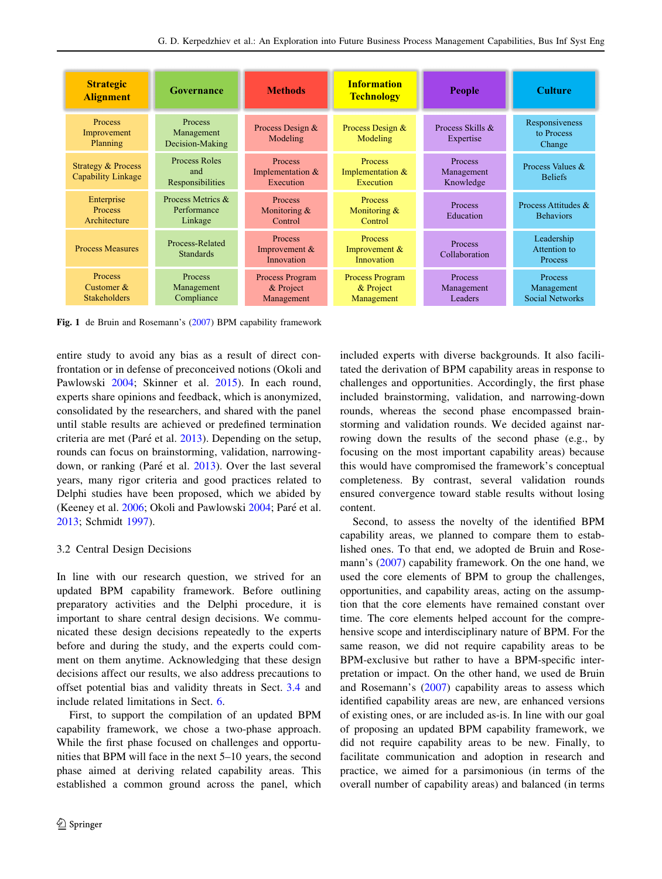| Strategic Alignment | Governance | Methods | Information Technology | People | Culture |
|---|---|---|---|---|---|
| Process Improvement Planning | Process Management Decision-Making | Process Design & Modeling | Process Design & Modeling | Process Skills & Expertise | Responsiveness to Process Change |
| Strategy & Process Capability Linkage | Process Roles and Responsibilities | Process Implementation & Execution | Process Implementation & Execution | Process Management Knowledge | Process Values & Beliefs |
| Enterprise Process Architecture | Process Metrics & Performance Linkage | Process Monitoring & Control | Process Monitoring & Control | Process Education | Process Attitudes & Behaviors |
| Process Measures | Process-Related Standards | Process Improvement & Innovation | Process Improvement & Innovation | Process Collaboration | Leadership Attention to Process |
| Process Customer & Stakeholders | Process Management Compliance | Process Program & Project Management | Process Program & Project Management | Process Management Leaders | Process Management Social Networks |

**Fig. 1** de Bruin and Rosemann's (2007) BPM capability framework

entire study to avoid any bias as a result of direct confrontation or in defense of preconceived notions (Okoli and Pawlowski 2004; Skinner et al. 2015). In each round, experts share opinions and feedback, which is anonymized, consolidated by the researchers, and shared with the panel until stable results are achieved or predefined termination criteria are met (Paré et al. 2013). Depending on the setup, rounds can focus on brainstorming, validation, narrowing-down, or ranking (Paré et al. 2013). Over the last several years, many rigor criteria and good practices related to Delphi studies have been proposed, which we abided by (Keeney et al. 2006; Okoli and Pawlowski 2004; Paré et al. 2013; Schmidt 1997).

### 3.2 Central Design Decisions

In line with our research question, we strived for an updated BPM capability framework. Before outlining preparatory activities and the Delphi procedure, it is important to share central design decisions. We communicated these design decisions repeatedly to the experts before and during the study, and the experts could comment on them anytime. Acknowledging that these design decisions affect our results, we also address precautions to offset potential bias and validity threats in Sect. 3.4 and include related limitations in Sect. 6.

First, to support the compilation of an updated BPM capability framework, we chose a two-phase approach. While the first phase focused on challenges and opportunities that BPM will face in the next 5–10 years, the second phase aimed at deriving related capability areas. This established a common ground across the panel, which included experts with diverse backgrounds. It also facilitated the derivation of BPM capability areas in response to challenges and opportunities. Accordingly, the first phase included brainstorming, validation, and narrowing-down rounds, whereas the second phase encompassed brainstorming and validation rounds. We decided against narrowing down the results of the second phase (e.g., by focusing on the most important capability areas) because this would have compromised the framework's conceptual completeness. By contrast, several validation rounds ensured convergence toward stable results without losing content.

Second, to assess the novelty of the identified BPM capability areas, we planned to compare them to established ones. To that end, we adopted de Bruin and Rosemann's (2007) capability framework. On the one hand, we used the core elements of BPM to group the challenges, opportunities, and capability areas, acting on the assumption that the core elements have remained constant over time. The core elements helped account for the comprehensive scope and interdisciplinary nature of BPM. For the same reason, we did not require capability areas to be BPM-exclusive but rather to have a BPM-specific interpretation or impact. On the other hand, we used de Bruin and Rosemann's (2007) capability areas to assess which identified capability areas are new, are enhanced versions of existing ones, or are included as-is. In line with our goal of proposing an updated BPM capability framework, we did not require capability areas to be new. Finally, to facilitate communication and adoption in research and practice, we aimed for a parsimonious (in terms of the overall number of capability areas) and balanced (in terms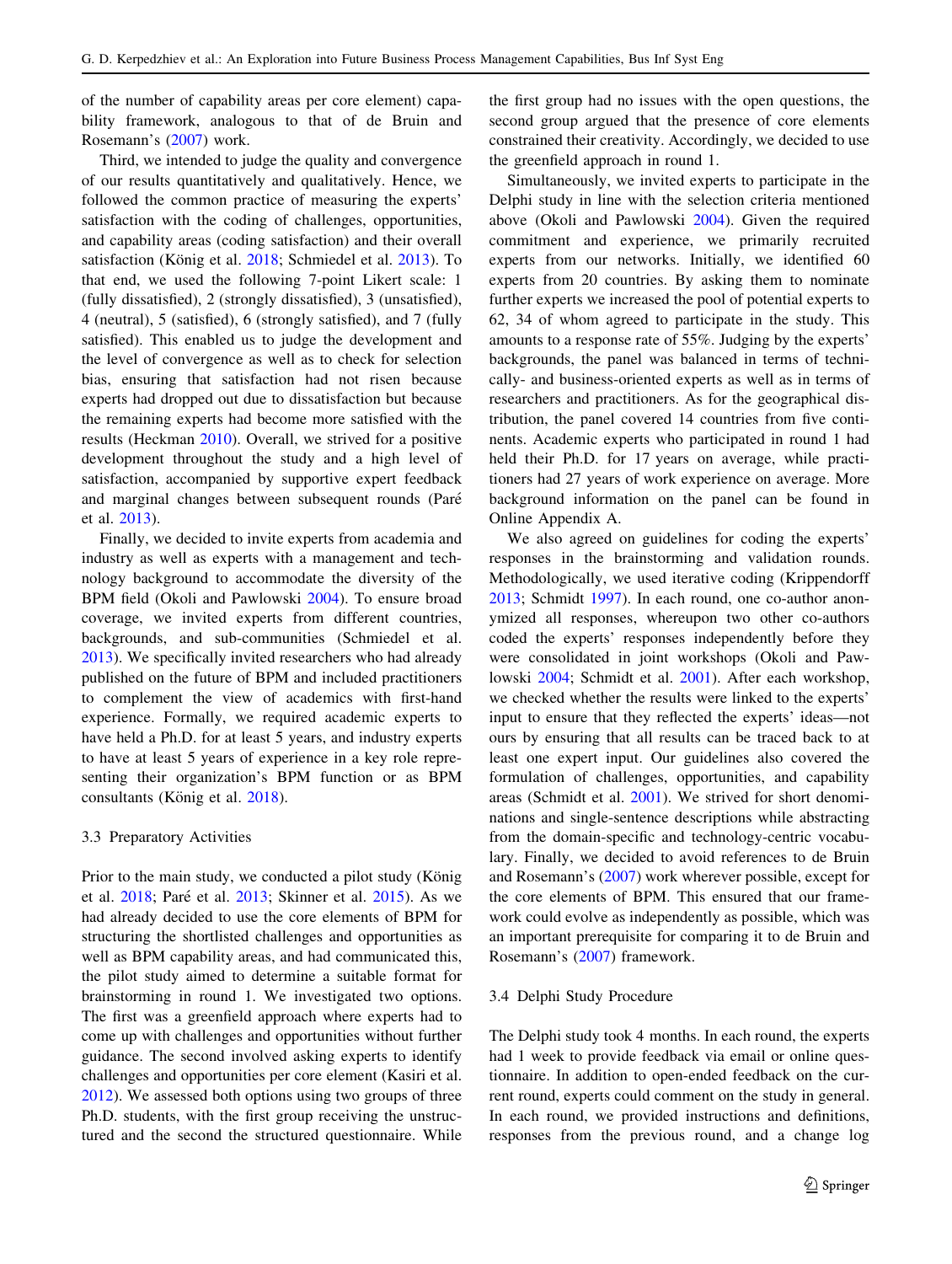of the number of capability areas per core element) capability framework, analogous to that of de Bruin and Rosemann's (2007) work.

Third, we intended to judge the quality and convergence of our results quantitatively and qualitatively. Hence, we followed the common practice of measuring the experts' satisfaction with the coding of challenges, opportunities, and capability areas (coding satisfaction) and their overall satisfaction (König et al. 2018; Schmiedel et al. 2013). To that end, we used the following 7-point Likert scale: 1 (fully dissatisfied), 2 (strongly dissatisfied), 3 (unsatisfied), 4 (neutral), 5 (satisfied), 6 (strongly satisfied), and 7 (fully satisfied). This enabled us to judge the development and the level of convergence as well as to check for selection bias, ensuring that satisfaction had not risen because experts had dropped out due to dissatisfaction but because the remaining experts had become more satisfied with the results (Heckman 2010). Overall, we strived for a positive development throughout the study and a high level of satisfaction, accompanied by supportive expert feedback and marginal changes between subsequent rounds (Paré et al. 2013).

Finally, we decided to invite experts from academia and industry as well as experts with a management and technology background to accommodate the diversity of the BPM field (Okoli and Pawlowski 2004). To ensure broad coverage, we invited experts from different countries, backgrounds, and sub-communities (Schmiedel et al. 2013). We specifically invited researchers who had already published on the future of BPM and included practitioners to complement the view of academics with first-hand experience. Formally, we required academic experts to have held a Ph.D. for at least 5 years, and industry experts to have at least 5 years of experience in a key role representing their organization's BPM function or as BPM consultants (König et al. 2018).

### 3.3 Preparatory Activities

Prior to the main study, we conducted a pilot study (König et al. 2018; Paré et al. 2013; Skinner et al. 2015). As we had already decided to use the core elements of BPM for structuring the shortlisted challenges and opportunities as well as BPM capability areas, and had communicated this, the pilot study aimed to determine a suitable format for brainstorming in round 1. We investigated two options. The first was a greenfield approach where experts had to come up with challenges and opportunities without further guidance. The second involved asking experts to identify challenges and opportunities per core element (Kasiri et al. 2012). We assessed both options using two groups of three Ph.D. students, with the first group receiving the unstructured and the second the structured questionnaire. While the first group had no issues with the open questions, the second group argued that the presence of core elements constrained their creativity. Accordingly, we decided to use the greenfield approach in round 1.

Simultaneously, we invited experts to participate in the Delphi study in line with the selection criteria mentioned above (Okoli and Pawlowski 2004). Given the required commitment and experience, we primarily recruited experts from our networks. Initially, we identified 60 experts from 20 countries. By asking them to nominate further experts we increased the pool of potential experts to 62, 34 of whom agreed to participate in the study. This amounts to a response rate of 55%. Judging by the experts' backgrounds, the panel was balanced in terms of technically- and business-oriented experts as well as in terms of researchers and practitioners. As for the geographical distribution, the panel covered 14 countries from five continents. Academic experts who participated in round 1 had held their Ph.D. for 17 years on average, while practitioners had 27 years of work experience on average. More background information on the panel can be found in Online Appendix A.

We also agreed on guidelines for coding the experts' responses in the brainstorming and validation rounds. Methodologically, we used iterative coding (Krippendorff 2013; Schmidt 1997). In each round, one co-author anonymized all responses, whereupon two other co-authors coded the experts' responses independently before they were consolidated in joint workshops (Okoli and Pawlowski 2004; Schmidt et al. 2001). After each workshop, we checked whether the results were linked to the experts' input to ensure that they reflected the experts' ideas—not ours by ensuring that all results can be traced back to at least one expert input. Our guidelines also covered the formulation of challenges, opportunities, and capability areas (Schmidt et al. 2001). We strived for short denominations and single-sentence descriptions while abstracting from the domain-specific and technology-centric vocabulary. Finally, we decided to avoid references to de Bruin and Rosemann's (2007) work wherever possible, except for the core elements of BPM. This ensured that our framework could evolve as independently as possible, which was an important prerequisite for comparing it to de Bruin and Rosemann's (2007) framework.

### 3.4 Delphi Study Procedure

The Delphi study took 4 months. In each round, the experts had 1 week to provide feedback via email or online questionnaire. In addition to open-ended feedback on the current round, experts could comment on the study in general. In each round, we provided instructions and definitions, responses from the previous round, and a change log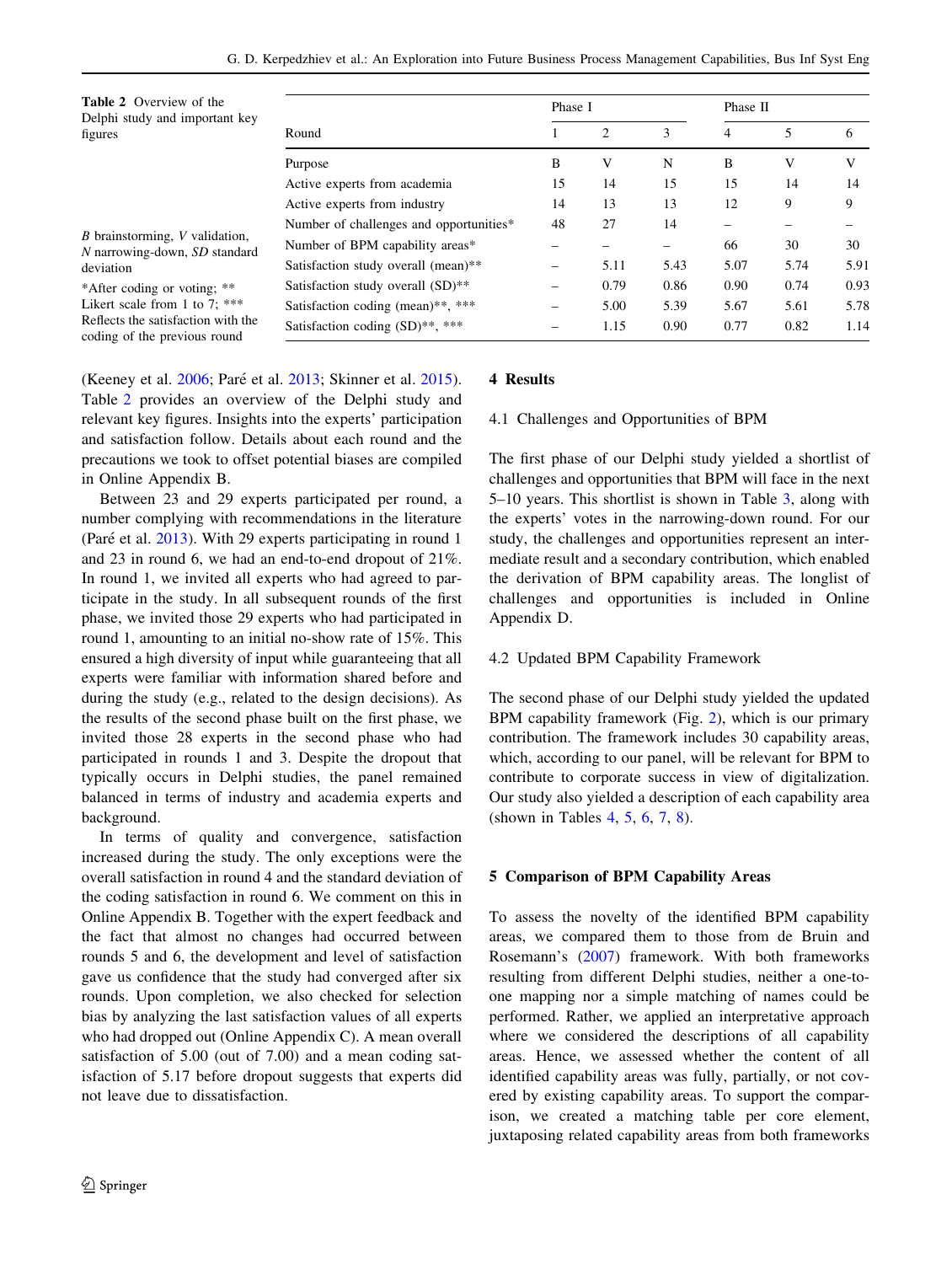**Table 2** Overview of the Delphi study and important key figures

| Round | Phase I | | | Phase II | | |
|---|---|---|---|---|---|---|
| | 1 | 2 | 3 | 4 | 5 | 6 |
| Purpose | B | V | N | B | V | V |
| Active experts from academia | 15 | 14 | 15 | 15 | 14 | 14 |
| Active experts from industry | 14 | 13 | 13 | 12 | 9 | 9 |
| Number of challenges and opportunities* | 48 | 27 | 14 | – | – | – |
| Number of BPM capability areas* | – | – | – | 66 | 30 | 30 |
| Satisfaction study overall (mean)** | – | 5.11 | 5.43 | 5.07 | 5.74 | 5.91 |
| Satisfaction study overall (SD)** | – | 0.79 | 0.86 | 0.90 | 0.74 | 0.93 |
| Satisfaction coding (mean)**, *** | – | 5.00 | 5.39 | 5.67 | 5.61 | 5.78 |
| Satisfaction coding (SD)**, *** | – | 1.15 | 0.90 | 0.77 | 0.82 | 1.14 |

*B* brainstorming, *V* validation, *N* narrowing-down, *SD* standard deviation

*After coding or voting; ** Likert scale from 1 to 7; *** Reflects the satisfaction with the coding of the previous round

(Keeney et al. 2006; Paré et al. 2013; Skinner et al. 2015). Table 2 provides an overview of the Delphi study and relevant key figures. Insights into the experts' participation and satisfaction follow. Details about each round and the precautions we took to offset potential biases are compiled in Online Appendix B.

Between 23 and 29 experts participated per round, a number complying with recommendations in the literature (Paré et al. 2013). With 29 experts participating in round 1 and 23 in round 6, we had an end-to-end dropout of 21%. In round 1, we invited all experts who had agreed to participate in the study. In all subsequent rounds of the first phase, we invited those 29 experts who had participated in round 1, amounting to an initial no-show rate of 15%. This ensured a high diversity of input while guaranteeing that all experts were familiar with information shared before and during the study (e.g., related to the design decisions). As the results of the second phase built on the first phase, we invited those 28 experts in the second phase who had participated in rounds 1 and 3. Despite the dropout that typically occurs in Delphi studies, the panel remained balanced in terms of industry and academia experts and background.

In terms of quality and convergence, satisfaction increased during the study. The only exceptions were the overall satisfaction in round 4 and the standard deviation of the coding satisfaction in round 6. We comment on this in Online Appendix B. Together with the expert feedback and the fact that almost no changes had occurred between rounds 5 and 6, the development and level of satisfaction gave us confidence that the study had converged after six rounds. Upon completion, we also checked for selection bias by analyzing the last satisfaction values of all experts who had dropped out (Online Appendix C). A mean overall satisfaction of 5.00 (out of 7.00) and a mean coding satisfaction of 5.17 before dropout suggests that experts did not leave due to dissatisfaction.

## 4 Results

### 4.1 Challenges and Opportunities of BPM

The first phase of our Delphi study yielded a shortlist of challenges and opportunities that BPM will face in the next 5–10 years. This shortlist is shown in Table 3, along with the experts' votes in the narrowing-down round. For our study, the challenges and opportunities represent an intermediate result and a secondary contribution, which enabled the derivation of BPM capability areas. The longlist of challenges and opportunities is included in Online Appendix D.

### 4.2 Updated BPM Capability Framework

The second phase of our Delphi study yielded the updated BPM capability framework (Fig. 2), which is our primary contribution. The framework includes 30 capability areas, which, according to our panel, will be relevant for BPM to contribute to corporate success in view of digitalization. Our study also yielded a description of each capability area (shown in Tables 4, 5, 6, 7, 8).

## 5 Comparison of BPM Capability Areas

To assess the novelty of the identified BPM capability areas, we compared them to those from de Bruin and Rosemann's (2007) framework. With both frameworks resulting from different Delphi studies, neither a one-to-one mapping nor a simple matching of names could be performed. Rather, we applied an interpretative approach where we considered the descriptions of all capability areas. Hence, we assessed whether the content of all identified capability areas was fully, partially, or not covered by existing capability areas. To support the comparison, we created a matching table per core element, juxtaposing related capability areas from both frameworks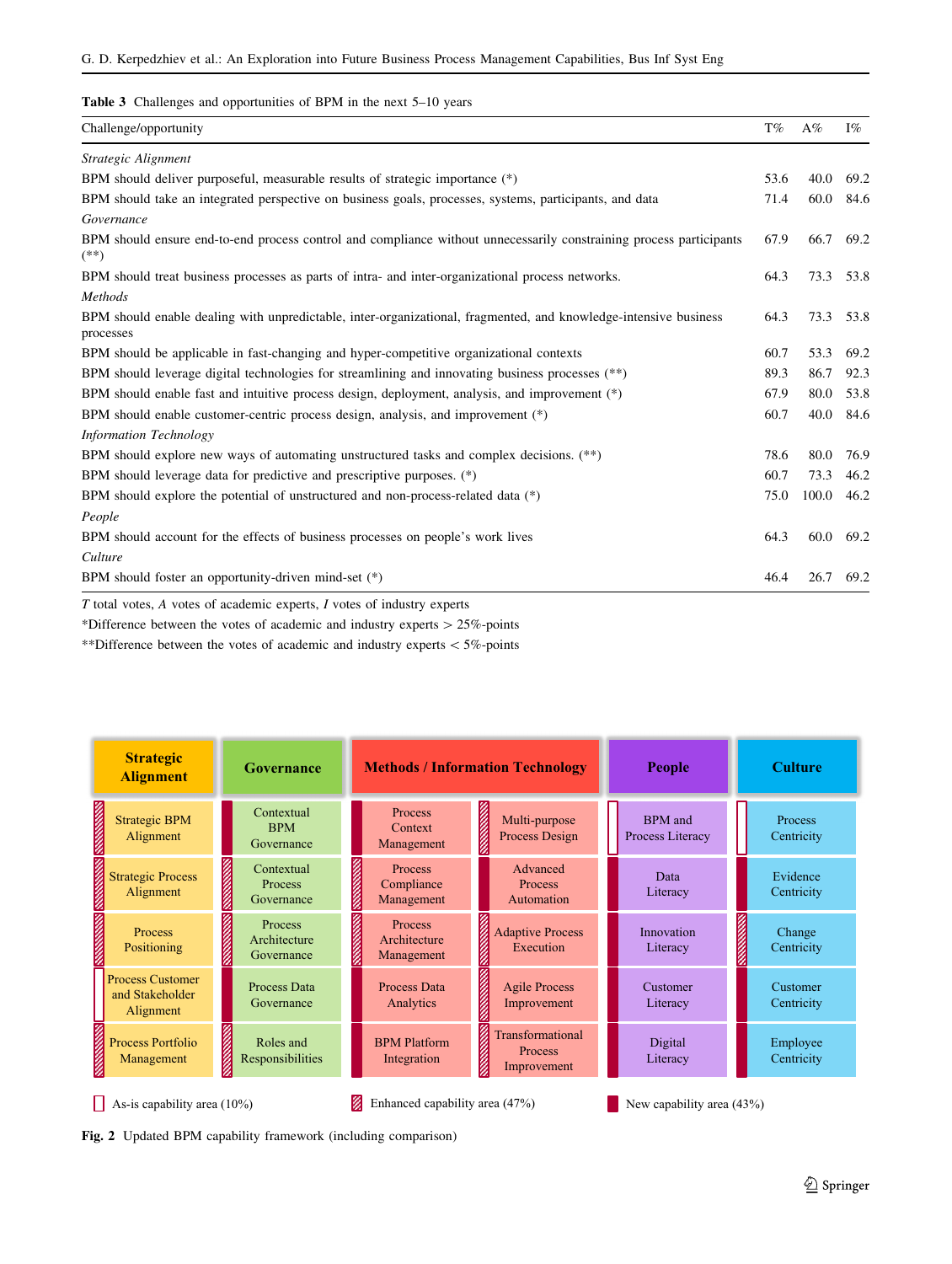**Table 3** Challenges and opportunities of BPM in the next 5–10 years

| Challenge/opportunity | T% | A% | I% |
|---|---|---|---|
| *Strategic Alignment* | | | |
| BPM should deliver purposeful, measurable results of strategic importance (*) | 53.6 | 40.0 | 69.2 |
| BPM should take an integrated perspective on business goals, processes, systems, participants, and data | 71.4 | 60.0 | 84.6 |
| *Governance* | | | |
| BPM should ensure end-to-end process control and compliance without unnecessarily constraining process participants (**) | 67.9 | 66.7 | 69.2 |
| BPM should treat business processes as parts of intra- and inter-organizational process networks. | 64.3 | 73.3 | 53.8 |
| *Methods* | | | |
| BPM should enable dealing with unpredictable, inter-organizational, fragmented, and knowledge-intensive business processes | 64.3 | 73.3 | 53.8 |
| BPM should be applicable in fast-changing and hyper-competitive organizational contexts | 60.7 | 53.3 | 69.2 |
| BPM should leverage digital technologies for streamlining and innovating business processes (**) | 89.3 | 86.7 | 92.3 |
| BPM should enable fast and intuitive process design, deployment, analysis, and improvement (*) | 67.9 | 80.0 | 53.8 |
| BPM should enable customer-centric process design, analysis, and improvement (*) | 60.7 | 40.0 | 84.6 |
| *Information Technology* | | | |
| BPM should explore new ways of automating unstructured tasks and complex decisions. (**) | 78.6 | 80.0 | 76.9 |
| BPM should leverage data for predictive and prescriptive purposes. (*) | 60.7 | 73.3 | 46.2 |
| BPM should explore the potential of unstructured and non-process-related data (*) | 75.0 | 100.0 | 46.2 |
| *People* | | | |
| BPM should account for the effects of business processes on people's work lives | 64.3 | 60.0 | 69.2 |
| *Culture* | | | |
| BPM should foster an opportunity-driven mind-set (*) | 46.4 | 26.7 | 69.2 |

*T* total votes, *A* votes of academic experts, *I* votes of industry experts

*Difference between the votes of academic and industry experts > 25%-points

**Difference between the votes of academic and industry experts < 5%-points

| Strategic Alignment | Governance | Methods / Information Technology | | People | Culture |
|---|---|---|---|---|---|
| Strategic BPM Alignment | Contextual BPM Governance | Process Context Management | Multi-purpose Process Design | BPM and Process Literacy | Process Centricity |
| Strategic Process Alignment | Contextual Process Governance | Process Compliance Management | Advanced Process Automation | Data Literacy | Evidence Centricity |
| Process Positioning | Process Architecture Governance | Process Architecture Management | Adaptive Process Execution | Innovation Literacy | Change Centricity |
| Process Customer and Stakeholder Alignment | Process Data Governance | Process Data Analytics | Agile Process Improvement | Customer Literacy | Customer Centricity |
| Process Portfolio Management | Roles and Responsibilities | BPM Platform Integration | Transformational Process Improvement | Digital Literacy | Employee Centricity |

As-is capability area (10%) Enhanced capability area (47%) New capability area (43%)

**Fig. 2** Updated BPM capability framework (including comparison)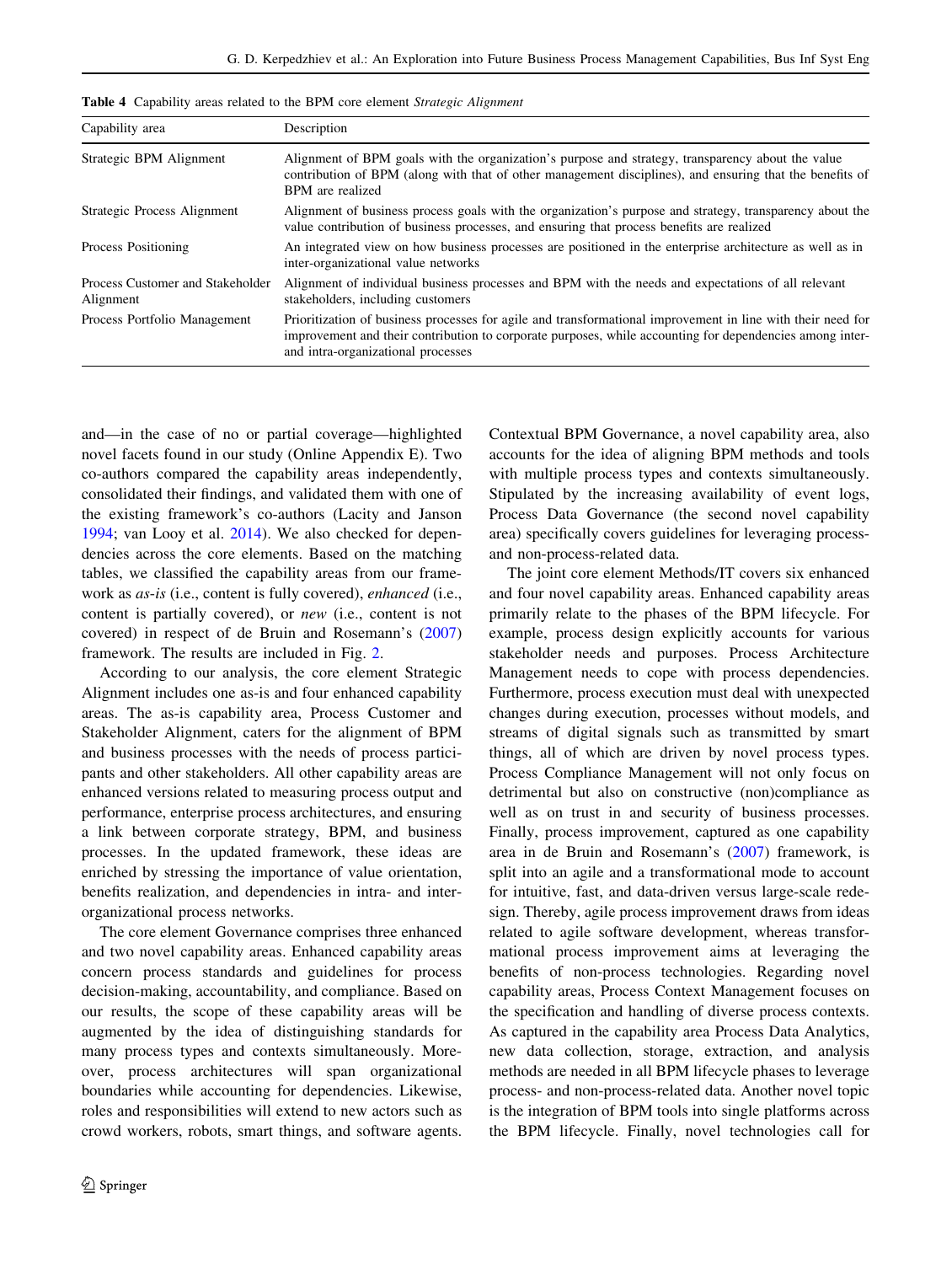**Table 4** Capability areas related to the BPM core element *Strategic Alignment*

| Capability area | Description |
| --- | --- |
| Strategic BPM Alignment | Alignment of BPM goals with the organization's purpose and strategy, transparency about the value contribution of BPM (along with that of other management disciplines), and ensuring that the benefits of BPM are realized |
| Strategic Process Alignment | Alignment of business process goals with the organization's purpose and strategy, transparency about the value contribution of business processes, and ensuring that process benefits are realized |
| Process Positioning | An integrated view on how business processes are positioned in the enterprise architecture as well as in inter-organizational value networks |
| Process Customer and Stakeholder Alignment | Alignment of individual business processes and BPM with the needs and expectations of all relevant stakeholders, including customers |
| Process Portfolio Management | Prioritization of business processes for agile and transformational improvement in line with their need for improvement and their contribution to corporate purposes, while accounting for dependencies among inter- and intra-organizational processes |

and—in the case of no or partial coverage—highlighted novel facets found in our study (Online Appendix E). Two co-authors compared the capability areas independently, consolidated their findings, and validated them with one of the existing framework's co-authors (Lacity and Janson 1994; van Looy et al. 2014). We also checked for dependencies across the core elements. Based on the matching tables, we classified the capability areas from our framework as *as-is* (i.e., content is fully covered), *enhanced* (i.e., content is partially covered), or *new* (i.e., content is not covered) in respect of de Bruin and Rosemann's (2007) framework. The results are included in Fig. 2.

According to our analysis, the core element Strategic Alignment includes one as-is and four enhanced capability areas. The as-is capability area, Process Customer and Stakeholder Alignment, caters for the alignment of BPM and business processes with the needs of process participants and other stakeholders. All other capability areas are enhanced versions related to measuring process output and performance, enterprise process architectures, and ensuring a link between corporate strategy, BPM, and business processes. In the updated framework, these ideas are enriched by stressing the importance of value orientation, benefits realization, and dependencies in intra- and inter-organizational process networks.

The core element Governance comprises three enhanced and two novel capability areas. Enhanced capability areas concern process standards and guidelines for process decision-making, accountability, and compliance. Based on our results, the scope of these capability areas will be augmented by the idea of distinguishing standards for many process types and contexts simultaneously. Moreover, process architectures will span organizational boundaries while accounting for dependencies. Likewise, roles and responsibilities will extend to new actors such as crowd workers, robots, smart things, and software agents. Contextual BPM Governance, a novel capability area, also accounts for the idea of aligning BPM methods and tools with multiple process types and contexts simultaneously. Stipulated by the increasing availability of event logs, Process Data Governance (the second novel capability area) specifically covers guidelines for leveraging process- and non-process-related data.

The joint core element Methods/IT covers six enhanced and four novel capability areas. Enhanced capability areas primarily relate to the phases of the BPM lifecycle. For example, process design explicitly accounts for various stakeholder needs and purposes. Process Architecture Management needs to cope with process dependencies. Furthermore, process execution must deal with unexpected changes during execution, processes without models, and streams of digital signals such as transmitted by smart things, all of which are driven by novel process types. Process Compliance Management will not only focus on detrimental but also on constructive (non)compliance as well as on trust in and security of business processes. Finally, process improvement, captured as one capability area in de Bruin and Rosemann's (2007) framework, is split into an agile and a transformational mode to account for intuitive, fast, and data-driven versus large-scale redesign. Thereby, agile process improvement draws from ideas related to agile software development, whereas transformational process improvement aims at leveraging the benefits of non-process technologies. Regarding novel capability areas, Process Context Management focuses on the specification and handling of diverse process contexts. As captured in the capability area Process Data Analytics, new data collection, storage, extraction, and analysis methods are needed in all BPM lifecycle phases to leverage process- and non-process-related data. Another novel topic is the integration of BPM tools into single platforms across the BPM lifecycle. Finally, novel technologies call for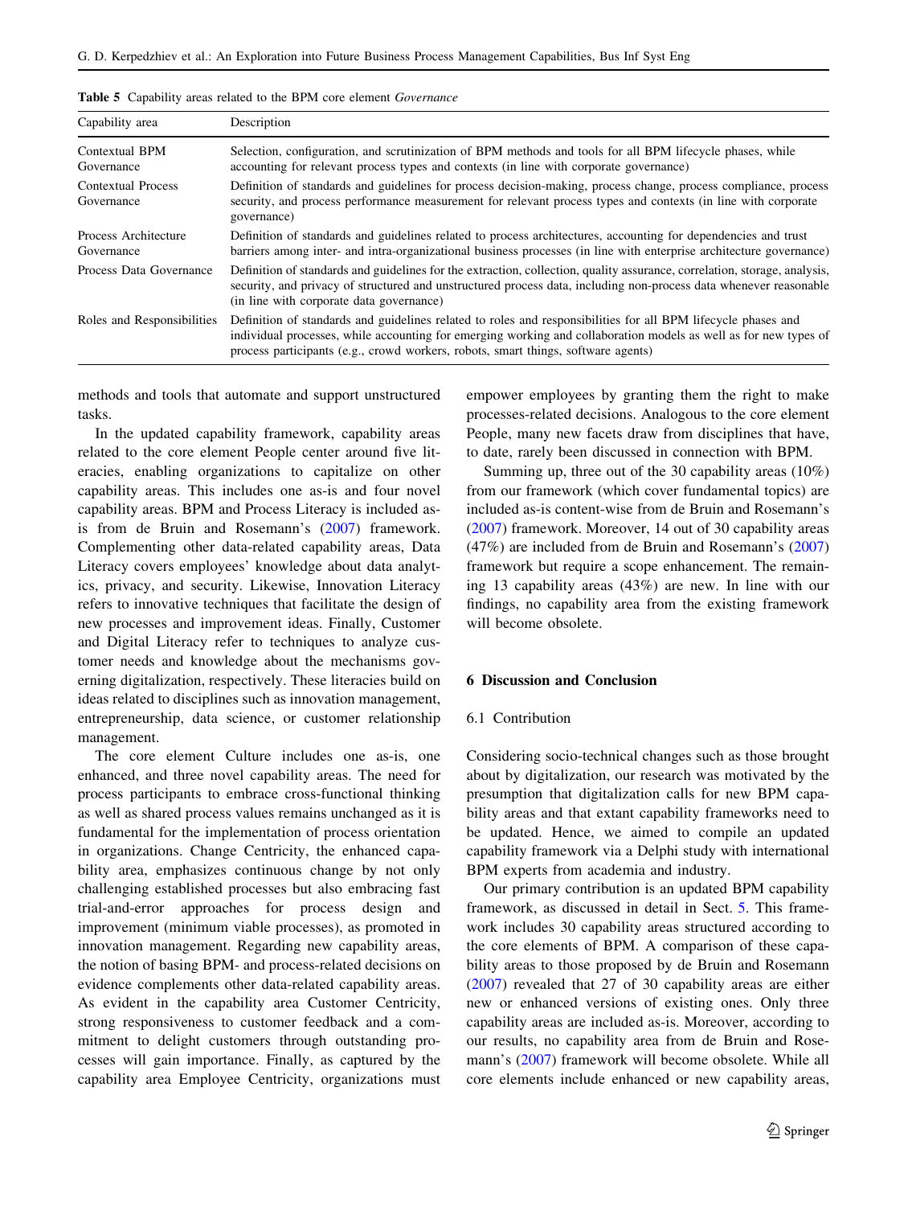**Table 5** Capability areas related to the BPM core element *Governance*

| Capability area | Description |
| --- | --- |
| Contextual BPM Governance | Selection, configuration, and scrutinization of BPM methods and tools for all BPM lifecycle phases, while accounting for relevant process types and contexts (in line with corporate governance) |
| Contextual Process Governance | Definition of standards and guidelines for process decision-making, process change, process compliance, process security, and process performance measurement for relevant process types and contexts (in line with corporate governance) |
| Process Architecture Governance | Definition of standards and guidelines related to process architectures, accounting for dependencies and trust barriers among inter- and intra-organizational business processes (in line with enterprise architecture governance) |
| Process Data Governance | Definition of standards and guidelines for the extraction, collection, quality assurance, correlation, storage, analysis, security, and privacy of structured and unstructured process data, including non-process data whenever reasonable (in line with corporate data governance) |
| Roles and Responsibilities | Definition of standards and guidelines related to roles and responsibilities for all BPM lifecycle phases and individual processes, while accounting for emerging working and collaboration models as well as for new types of process participants (e.g., crowd workers, robots, smart things, software agents) |

methods and tools that automate and support unstructured tasks.

In the updated capability framework, capability areas related to the core element People center around five literacies, enabling organizations to capitalize on other capability areas. This includes one as-is and four novel capability areas. BPM and Process Literacy is included as-is from de Bruin and Rosemann's (2007) framework. Complementing other data-related capability areas, Data Literacy covers employees' knowledge about data analytics, privacy, and security. Likewise, Innovation Literacy refers to innovative techniques that facilitate the design of new processes and improvement ideas. Finally, Customer and Digital Literacy refer to techniques to analyze customer needs and knowledge about the mechanisms governing digitalization, respectively. These literacies build on ideas related to disciplines such as innovation management, entrepreneurship, data science, or customer relationship management.

The core element Culture includes one as-is, one enhanced, and three novel capability areas. The need for process participants to embrace cross-functional thinking as well as shared process values remains unchanged as it is fundamental for the implementation of process orientation in organizations. Change Centricity, the enhanced capability area, emphasizes continuous change by not only challenging established processes but also embracing fast trial-and-error approaches for process design and improvement (minimum viable processes), as promoted in innovation management. Regarding new capability areas, the notion of basing BPM- and process-related decisions on evidence complements other data-related capability areas. As evident in the capability area Customer Centricity, strong responsiveness to customer feedback and a commitment to delight customers through outstanding processes will gain importance. Finally, as captured by the capability area Employee Centricity, organizations must empower employees by granting them the right to make processes-related decisions. Analogous to the core element People, many new facets draw from disciplines that have, to date, rarely been discussed in connection with BPM.

Summing up, three out of the 30 capability areas (10%) from our framework (which cover fundamental topics) are included as-is content-wise from de Bruin and Rosemann's (2007) framework. Moreover, 14 out of 30 capability areas (47%) are included from de Bruin and Rosemann's (2007) framework but require a scope enhancement. The remaining 13 capability areas (43%) are new. In line with our findings, no capability area from the existing framework will become obsolete.

## 6 Discussion and Conclusion

### 6.1 Contribution

Considering socio-technical changes such as those brought about by digitalization, our research was motivated by the presumption that digitalization calls for new BPM capability areas and that extant capability frameworks need to be updated. Hence, we aimed to compile an updated capability framework via a Delphi study with international BPM experts from academia and industry.

Our primary contribution is an updated BPM capability framework, as discussed in detail in Sect. 5. This framework includes 30 capability areas structured according to the core elements of BPM. A comparison of these capability areas to those proposed by de Bruin and Rosemann (2007) revealed that 27 of 30 capability areas are either new or enhanced versions of existing ones. Only three capability areas are included as-is. Moreover, according to our results, no capability area from de Bruin and Rosemann's (2007) framework will become obsolete. While all core elements include enhanced or new capability areas,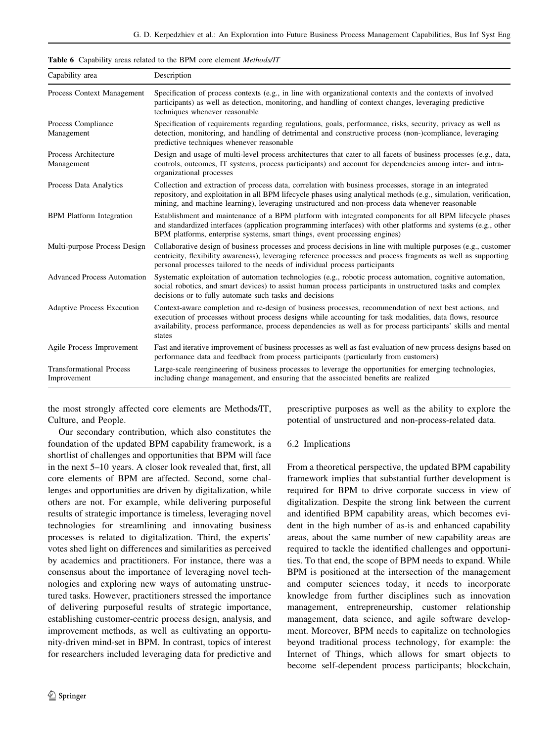**Table 6** Capability areas related to the BPM core element *Methods/IT*

| Capability area | Description |
|---|---|
| Process Context Management | Specification of process contexts (e.g., in line with organizational contexts and the contexts of involved participants) as well as detection, monitoring, and handling of context changes, leveraging predictive techniques whenever reasonable |
| Process Compliance Management | Specification of requirements regarding regulations, goals, performance, risks, security, privacy as well as detection, monitoring, and handling of detrimental and constructive process (non-)compliance, leveraging predictive techniques whenever reasonable |
| Process Architecture Management | Design and usage of multi-level process architectures that cater to all facets of business processes (e.g., data, controls, outcomes, IT systems, process participants) and account for dependencies among inter- and intra-organizational processes |
| Process Data Analytics | Collection and extraction of process data, correlation with business processes, storage in an integrated repository, and exploitation in all BPM lifecycle phases using analytical methods (e.g., simulation, verification, mining, and machine learning), leveraging unstructured and non-process data whenever reasonable |
| BPM Platform Integration | Establishment and maintenance of a BPM platform with integrated components for all BPM lifecycle phases and standardized interfaces (application programming interfaces) with other platforms and systems (e.g., other BPM platforms, enterprise systems, smart things, event processing engines) |
| Multi-purpose Process Design | Collaborative design of business processes and process decisions in line with multiple purposes (e.g., customer centricity, flexibility awareness), leveraging reference processes and process fragments as well as supporting personal processes tailored to the needs of individual process participants |
| Advanced Process Automation | Systematic exploitation of automation technologies (e.g., robotic process automation, cognitive automation, social robotics, and smart devices) to assist human process participants in unstructured tasks and complex decisions or to fully automate such tasks and decisions |
| Adaptive Process Execution | Context-aware completion and re-design of business processes, recommendation of next best actions, and execution of processes without process designs while accounting for task modalities, data flows, resource availability, process performance, process dependencies as well as for process participants' skills and mental states |
| Agile Process Improvement | Fast and iterative improvement of business processes as well as fast evaluation of new process designs based on performance data and feedback from process participants (particularly from customers) |
| Transformational Process Improvement | Large-scale reengineering of business processes to leverage the opportunities for emerging technologies, including change management, and ensuring that the associated benefits are realized |

the most strongly affected core elements are Methods/IT, Culture, and People.

Our secondary contribution, which also constitutes the foundation of the updated BPM capability framework, is a shortlist of challenges and opportunities that BPM will face in the next 5–10 years. A closer look revealed that, first, all core elements of BPM are affected. Second, some challenges and opportunities are driven by digitalization, while others are not. For example, while delivering purposeful results of strategic importance is timeless, leveraging novel technologies for streamlining and innovating business processes is related to digitalization. Third, the experts' votes shed light on differences and similarities as perceived by academics and practitioners. For instance, there was a consensus about the importance of leveraging novel technologies and exploring new ways of automating unstructured tasks. However, practitioners stressed the importance of delivering purposeful results of strategic importance, establishing customer-centric process design, analysis, and improvement methods, as well as cultivating an opportunity-driven mind-set in BPM. In contrast, topics of interest for researchers included leveraging data for predictive and prescriptive purposes as well as the ability to explore the potential of unstructured and non-process-related data.

### 6.2 Implications

From a theoretical perspective, the updated BPM capability framework implies that substantial further development is required for BPM to drive corporate success in view of digitalization. Despite the strong link between the current and identified BPM capability areas, which becomes evident in the high number of as-is and enhanced capability areas, about the same number of new capability areas are required to tackle the identified challenges and opportunities. To that end, the scope of BPM needs to expand. While BPM is positioned at the intersection of the management and computer sciences today, it needs to incorporate knowledge from further disciplines such as innovation management, entrepreneurship, customer relationship management, data science, and agile software development. Moreover, BPM needs to capitalize on technologies beyond traditional process technology, for example: the Internet of Things, which allows for smart objects to become self-dependent process participants; blockchain,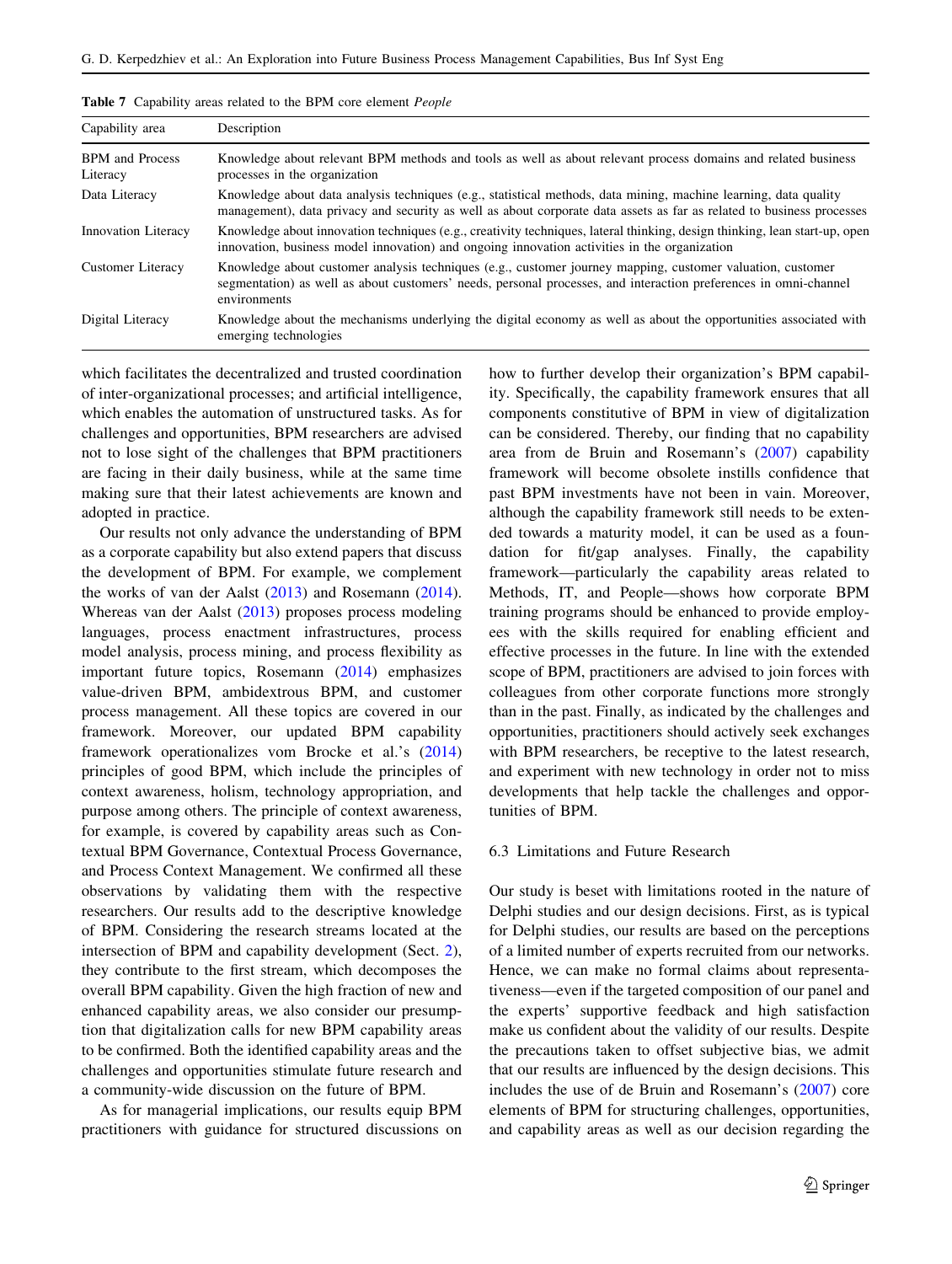**Table 7** Capability areas related to the BPM core element *People*

| Capability area | Description |
| --- | --- |
| BPM and Process Literacy | Knowledge about relevant BPM methods and tools as well as about relevant process domains and related business processes in the organization |
| Data Literacy | Knowledge about data analysis techniques (e.g., statistical methods, data mining, machine learning, data quality management), data privacy and security as well as about corporate data assets as far as related to business processes |
| Innovation Literacy | Knowledge about innovation techniques (e.g., creativity techniques, lateral thinking, design thinking, lean start-up, open innovation, business model innovation) and ongoing innovation activities in the organization |
| Customer Literacy | Knowledge about customer analysis techniques (e.g., customer journey mapping, customer valuation, customer segmentation) as well as about customers' needs, personal processes, and interaction preferences in omni-channel environments |
| Digital Literacy | Knowledge about the mechanisms underlying the digital economy as well as about the opportunities associated with emerging technologies |

which facilitates the decentralized and trusted coordination of inter-organizational processes; and artificial intelligence, which enables the automation of unstructured tasks. As for challenges and opportunities, BPM researchers are advised not to lose sight of the challenges that BPM practitioners are facing in their daily business, while at the same time making sure that their latest achievements are known and adopted in practice.

Our results not only advance the understanding of BPM as a corporate capability but also extend papers that discuss the development of BPM. For example, we complement the works of van der Aalst (2013) and Rosemann (2014). Whereas van der Aalst (2013) proposes process modeling languages, process enactment infrastructures, process model analysis, process mining, and process flexibility as important future topics, Rosemann (2014) emphasizes value-driven BPM, ambidextrous BPM, and customer process management. All these topics are covered in our framework. Moreover, our updated BPM capability framework operationalizes vom Brocke et al.'s (2014) principles of good BPM, which include the principles of context awareness, holism, technology appropriation, and purpose among others. The principle of context awareness, for example, is covered by capability areas such as Contextual BPM Governance, Contextual Process Governance, and Process Context Management. We confirmed all these observations by validating them with the respective researchers. Our results add to the descriptive knowledge of BPM. Considering the research streams located at the intersection of BPM and capability development (Sect. 2), they contribute to the first stream, which decomposes the overall BPM capability. Given the high fraction of new and enhanced capability areas, we also consider our presumption that digitalization calls for new BPM capability areas to be confirmed. Both the identified capability areas and the challenges and opportunities stimulate future research and a community-wide discussion on the future of BPM.

As for managerial implications, our results equip BPM practitioners with guidance for structured discussions on how to further develop their organization's BPM capability. Specifically, the capability framework ensures that all components constitutive of BPM in view of digitalization can be considered. Thereby, our finding that no capability area from de Bruin and Rosemann's (2007) capability framework will become obsolete instills confidence that past BPM investments have not been in vain. Moreover, although the capability framework still needs to be extended towards a maturity model, it can be used as a foundation for fit/gap analyses. Finally, the capability framework—particularly the capability areas related to Methods, IT, and People—shows how corporate BPM training programs should be enhanced to provide employees with the skills required for enabling efficient and effective processes in the future. In line with the extended scope of BPM, practitioners are advised to join forces with colleagues from other corporate functions more strongly than in the past. Finally, as indicated by the challenges and opportunities, practitioners should actively seek exchanges with BPM researchers, be receptive to the latest research, and experiment with new technology in order not to miss developments that help tackle the challenges and opportunities of BPM.

### 6.3 Limitations and Future Research

Our study is beset with limitations rooted in the nature of Delphi studies and our design decisions. First, as is typical for Delphi studies, our results are based on the perceptions of a limited number of experts recruited from our networks. Hence, we can make no formal claims about representativeness—even if the targeted composition of our panel and the experts' supportive feedback and high satisfaction make us confident about the validity of our results. Despite the precautions taken to offset subjective bias, we admit that our results are influenced by the design decisions. This includes the use of de Bruin and Rosemann's (2007) core elements of BPM for structuring challenges, opportunities, and capability areas as well as our decision regarding the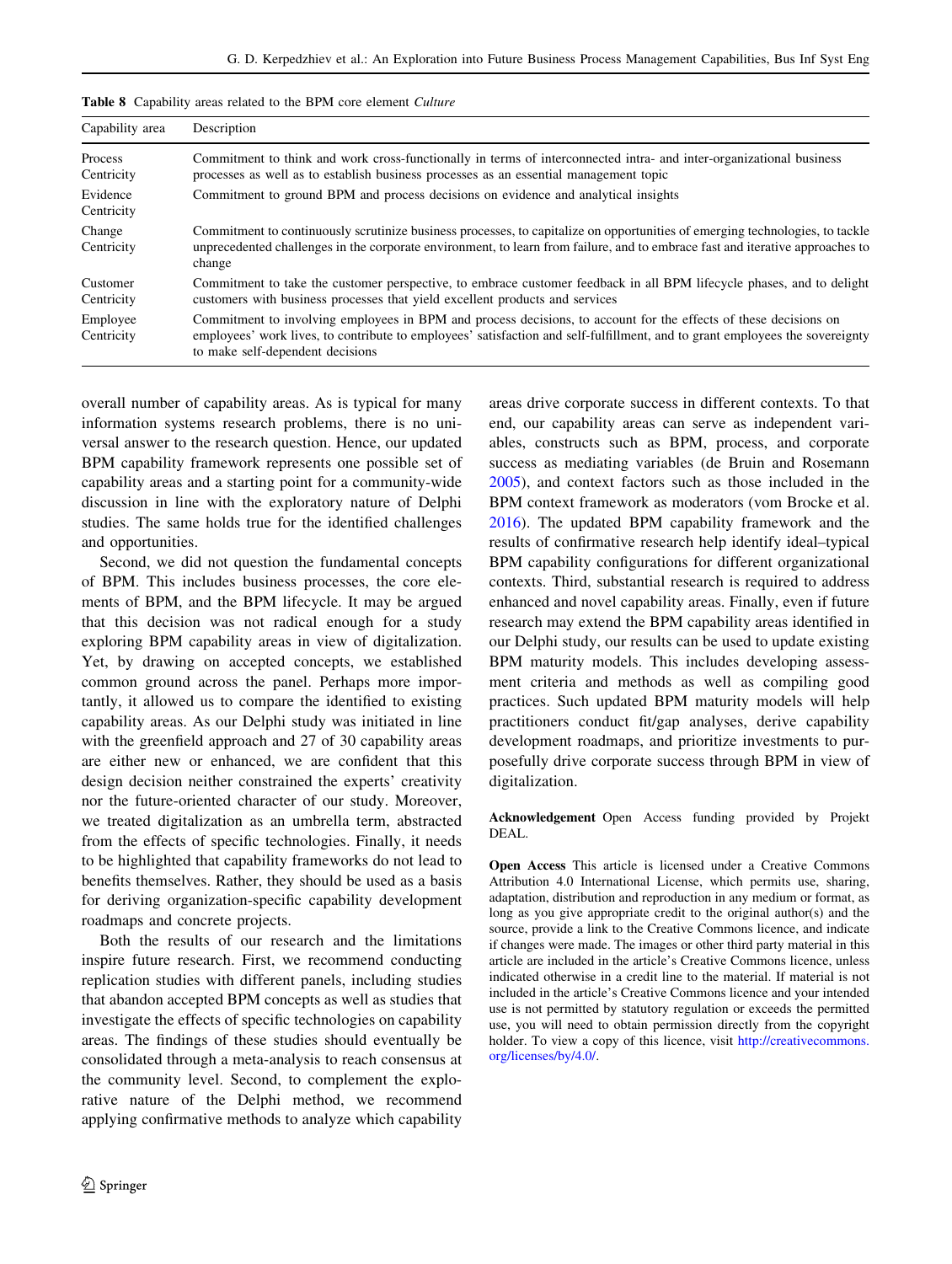**Table 8** Capability areas related to the BPM core element *Culture*

| Capability area | Description |
| --- | --- |
| Process Centricity | Commitment to think and work cross-functionally in terms of interconnected intra- and inter-organizational business processes as well as to establish business processes as an essential management topic |
| Evidence Centricity | Commitment to ground BPM and process decisions on evidence and analytical insights |
| Change Centricity | Commitment to continuously scrutinize business processes, to capitalize on opportunities of emerging technologies, to tackle unprecedented challenges in the corporate environment, to learn from failure, and to embrace fast and iterative approaches to change |
| Customer Centricity | Commitment to take the customer perspective, to embrace customer feedback in all BPM lifecycle phases, and to delight customers with business processes that yield excellent products and services |
| Employee Centricity | Commitment to involving employees in BPM and process decisions, to account for the effects of these decisions on employees' work lives, to contribute to employees' satisfaction and self-fulfillment, and to grant employees the sovereignty to make self-dependent decisions |

overall number of capability areas. As is typical for many information systems research problems, there is no universal answer to the research question. Hence, our updated BPM capability framework represents one possible set of capability areas and a starting point for a community-wide discussion in line with the exploratory nature of Delphi studies. The same holds true for the identified challenges and opportunities.

Second, we did not question the fundamental concepts of BPM. This includes business processes, the core elements of BPM, and the BPM lifecycle. It may be argued that this decision was not radical enough for a study exploring BPM capability areas in view of digitalization. Yet, by drawing on accepted concepts, we established common ground across the panel. Perhaps more importantly, it allowed us to compare the identified to existing capability areas. As our Delphi study was initiated in line with the greenfield approach and 27 of 30 capability areas are either new or enhanced, we are confident that this design decision neither constrained the experts' creativity nor the future-oriented character of our study. Moreover, we treated digitalization as an umbrella term, abstracted from the effects of specific technologies. Finally, it needs to be highlighted that capability frameworks do not lead to benefits themselves. Rather, they should be used as a basis for deriving organization-specific capability development roadmaps and concrete projects.

Both the results of our research and the limitations inspire future research. First, we recommend conducting replication studies with different panels, including studies that abandon accepted BPM concepts as well as studies that investigate the effects of specific technologies on capability areas. The findings of these studies should eventually be consolidated through a meta-analysis to reach consensus at the community level. Second, to complement the explorative nature of the Delphi method, we recommend applying confirmative methods to analyze which capability areas drive corporate success in different contexts. To that end, our capability areas can serve as independent variables, constructs such as BPM, process, and corporate success as mediating variables (de Bruin and Rosemann 2005), and context factors such as those included in the BPM context framework as moderators (vom Brocke et al. 2016). The updated BPM capability framework and the results of confirmative research help identify ideal–typical BPM capability configurations for different organizational contexts. Third, substantial research is required to address enhanced and novel capability areas. Finally, even if future research may extend the BPM capability areas identified in our Delphi study, our results can be used to update existing BPM maturity models. This includes developing assessment criteria and methods as well as compiling good practices. Such updated BPM maturity models will help practitioners conduct fit/gap analyses, derive capability development roadmaps, and prioritize investments to purposefully drive corporate success through BPM in view of digitalization.

**Acknowledgement** Open Access funding provided by Projekt DEAL.

**Open Access** This article is licensed under a Creative Commons Attribution 4.0 International License, which permits use, sharing, adaptation, distribution and reproduction in any medium or format, as long as you give appropriate credit to the original author(s) and the source, provide a link to the Creative Commons licence, and indicate if changes were made. The images or other third party material in this article are included in the article's Creative Commons licence, unless indicated otherwise in a credit line to the material. If material is not included in the article's Creative Commons licence and your intended use is not permitted by statutory regulation or exceeds the permitted use, you will need to obtain permission directly from the copyright holder. To view a copy of this licence, visit http://creativecommons.org/licenses/by/4.0/.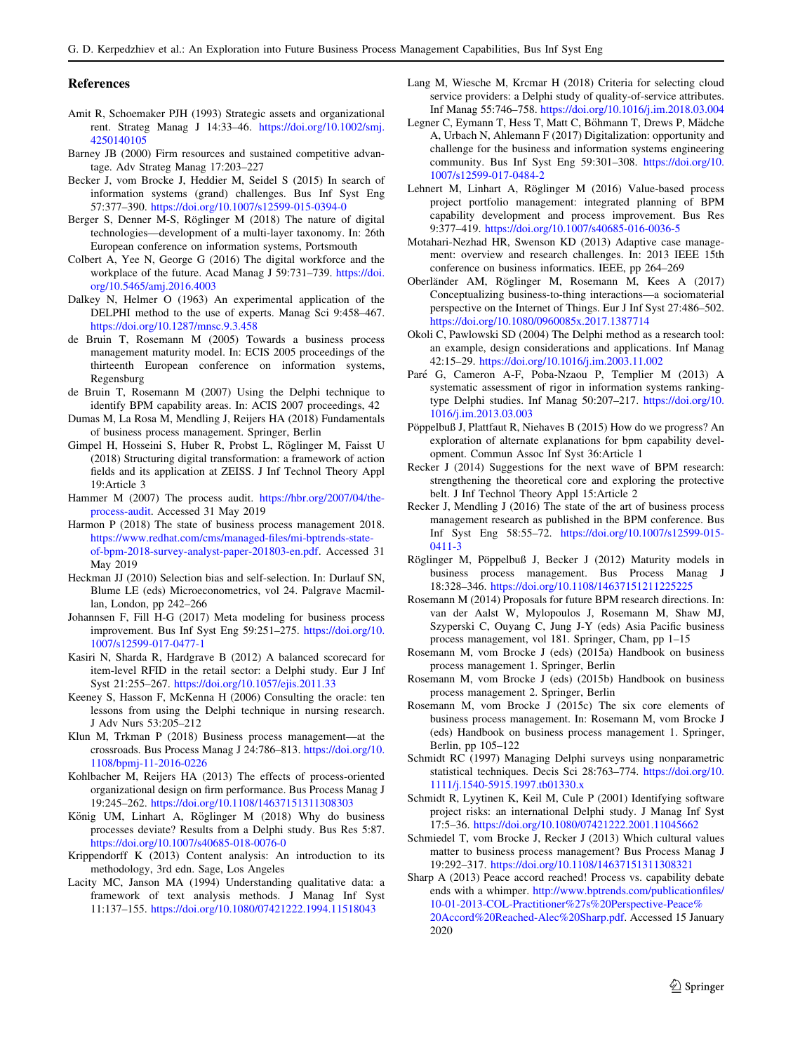## References

Amit R, Schoemaker PJH (1993) Strategic assets and organizational rent. Strateg Manag J 14:33–46. https://doi.org/10.1002/smj.4250140105

Barney JB (2000) Firm resources and sustained competitive advantage. Adv Strateg Manag 17:203–227

Becker J, vom Brocke J, Heddier M, Seidel S (2015) In search of information systems (grand) challenges. Bus Inf Syst Eng 57:377–390. https://doi.org/10.1007/s12599-015-0394-0

Berger S, Denner M-S, Röglinger M (2018) The nature of digital technologies—development of a multi-layer taxonomy. In: 26th European conference on information systems, Portsmouth

Colbert A, Yee N, George G (2016) The digital workforce and the workplace of the future. Acad Manag J 59:731–739. https://doi.org/10.5465/amj.2016.4003

Dalkey N, Helmer O (1963) An experimental application of the DELPHI method to the use of experts. Manag Sci 9:458–467. https://doi.org/10.1287/mnsc.9.3.458

de Bruin T, Rosemann M (2005) Towards a business process management maturity model. In: ECIS 2005 proceedings of the thirteenth European conference on information systems, Regensburg

de Bruin T, Rosemann M (2007) Using the Delphi technique to identify BPM capability areas. In: ACIS 2007 proceedings, 42

Dumas M, La Rosa M, Mendling J, Reijers HA (2018) Fundamentals of business process management. Springer, Berlin

Gimpel H, Hosseini S, Huber R, Probst L, Röglinger M, Faisst U (2018) Structuring digital transformation: a framework of action fields and its application at ZEISS. J Inf Technol Theory Appl 19:Article 3

Hammer M (2007) The process audit. https://hbr.org/2007/04/the-process-audit. Accessed 31 May 2019

Harmon P (2018) The state of business process management 2018. https://www.redhat.com/cms/managed-files/mi-bptrends-state-of-bpm-2018-survey-analyst-paper-201803-en.pdf. Accessed 31 May 2019

Heckman JJ (2010) Selection bias and self-selection. In: Durlauf SN, Blume LE (eds) Microeconometrics, vol 24. Palgrave Macmillan, London, pp 242–266

Johannsen F, Fill H-G (2017) Meta modeling for business process improvement. Bus Inf Syst Eng 59:251–275. https://doi.org/10.1007/s12599-017-0477-1

Kasiri N, Sharda R, Hardgrave B (2012) A balanced scorecard for item-level RFID in the retail sector: a Delphi study. Eur J Inf Syst 21:255–267. https://doi.org/10.1057/ejis.2011.33

Keeney S, Hasson F, McKenna H (2006) Consulting the oracle: ten lessons from using the Delphi technique in nursing research. J Adv Nurs 53:205–212

Klun M, Trkman P (2018) Business process management—at the crossroads. Bus Process Manag J 24:786–813. https://doi.org/10.1108/bpmj-11-2016-0226

Kohlbacher M, Reijers HA (2013) The effects of process-oriented organizational design on firm performance. Bus Process Manag J 19:245–262. https://doi.org/10.1108/14637151311308303

König UM, Linhart A, Röglinger M (2018) Why do business processes deviate? Results from a Delphi study. Bus Res 5:87. https://doi.org/10.1007/s40685-018-0076-0

Krippendorff K (2013) Content analysis: An introduction to its methodology, 3rd edn. Sage, Los Angeles

Lacity MC, Janson MA (1994) Understanding qualitative data: a framework of text analysis methods. J Manag Inf Syst 11:137–155. https://doi.org/10.1080/07421222.1994.11518043

Lang M, Wiesche M, Krcmar H (2018) Criteria for selecting cloud service providers: a Delphi study of quality-of-service attributes. Inf Manag 55:746–758. https://doi.org/10.1016/j.im.2018.03.004

Legner C, Eymann T, Hess T, Matt C, Böhmann T, Drews P, Mädche A, Urbach N, Ahlemann F (2017) Digitalization: opportunity and challenge for the business and information systems engineering community. Bus Inf Syst Eng 59:301–308. https://doi.org/10.1007/s12599-017-0484-2

Lehnert M, Linhart A, Röglinger M (2016) Value-based process project portfolio management: integrated planning of BPM capability development and process improvement. Bus Res 9:377–419. https://doi.org/10.1007/s40685-016-0036-5

Motahari-Nezhad HR, Swenson KD (2013) Adaptive case management: overview and research challenges. In: 2013 IEEE 15th conference on business informatics. IEEE, pp 264–269

Oberländer AM, Röglinger M, Rosemann M, Kees A (2017) Conceptualizing business-to-thing interactions—a sociomaterial perspective on the Internet of Things. Eur J Inf Syst 27:486–502. https://doi.org/10.1080/0960085x.2017.1387714

Okoli C, Pawlowski SD (2004) The Delphi method as a research tool: an example, design considerations and applications. Inf Manag 42:15–29. https://doi.org/10.1016/j.im.2003.11.002

Paré G, Cameron A-F, Poba-Nzaou P, Templier M (2013) A systematic assessment of rigor in information systems ranking-type Delphi studies. Inf Manag 50:207–217. https://doi.org/10.1016/j.im.2013.03.003

Pöppelbuß J, Plattfaut R, Niehaves B (2015) How do we progress? An exploration of alternate explanations for bpm capability development. Commun Assoc Inf Syst 36:Article 1

Recker J (2014) Suggestions for the next wave of BPM research: strengthening the theoretical core and exploring the protective belt. J Inf Technol Theory Appl 15:Article 2

Recker J, Mendling J (2016) The state of the art of business process management research as published in the BPM conference. Bus Inf Syst Eng 58:55–72. https://doi.org/10.1007/s12599-015-0411-3

Röglinger M, Pöppelbuß J, Becker J (2012) Maturity models in business process management. Bus Process Manag J 18:328–346. https://doi.org/10.1108/14637151211225225

Rosemann M (2014) Proposals for future BPM research directions. In: van der Aalst W, Mylopoulos J, Rosemann M, Shaw MJ, Szyperski C, Ouyang C, Jung J-Y (eds) Asia Pacific business process management, vol 181. Springer, Cham, pp 1–15

Rosemann M, vom Brocke J (eds) (2015a) Handbook on business process management 1. Springer, Berlin

Rosemann M, vom Brocke J (eds) (2015b) Handbook on business process management 2. Springer, Berlin

Rosemann M, vom Brocke J (2015c) The six core elements of business process management. In: Rosemann M, vom Brocke J (eds) Handbook on business process management 1. Springer, Berlin, pp 105–122

Schmidt RC (1997) Managing Delphi surveys using nonparametric statistical techniques. Decis Sci 28:763–774. https://doi.org/10.1111/j.1540-5915.1997.tb01330.x

Schmidt R, Lyytinen K, Keil M, Cule P (2001) Identifying software project risks: an international Delphi study. J Manag Inf Syst 17:5–36. https://doi.org/10.1080/07421222.2001.11045662

Schmiedel T, vom Brocke J, Recker J (2013) Which cultural values matter to business process management? Bus Process Manag J 19:292–317. https://doi.org/10.1108/14637151311308321

Sharp A (2013) Peace accord reached! Process vs. capability debate ends with a whimper. http://www.bptrends.com/publicationfiles/10-01-2013-COL-Practitioner%27s%20Perspective-Peace%20Accord%20Reached-Alec%20Sharp.pdf. Accessed 15 January 2020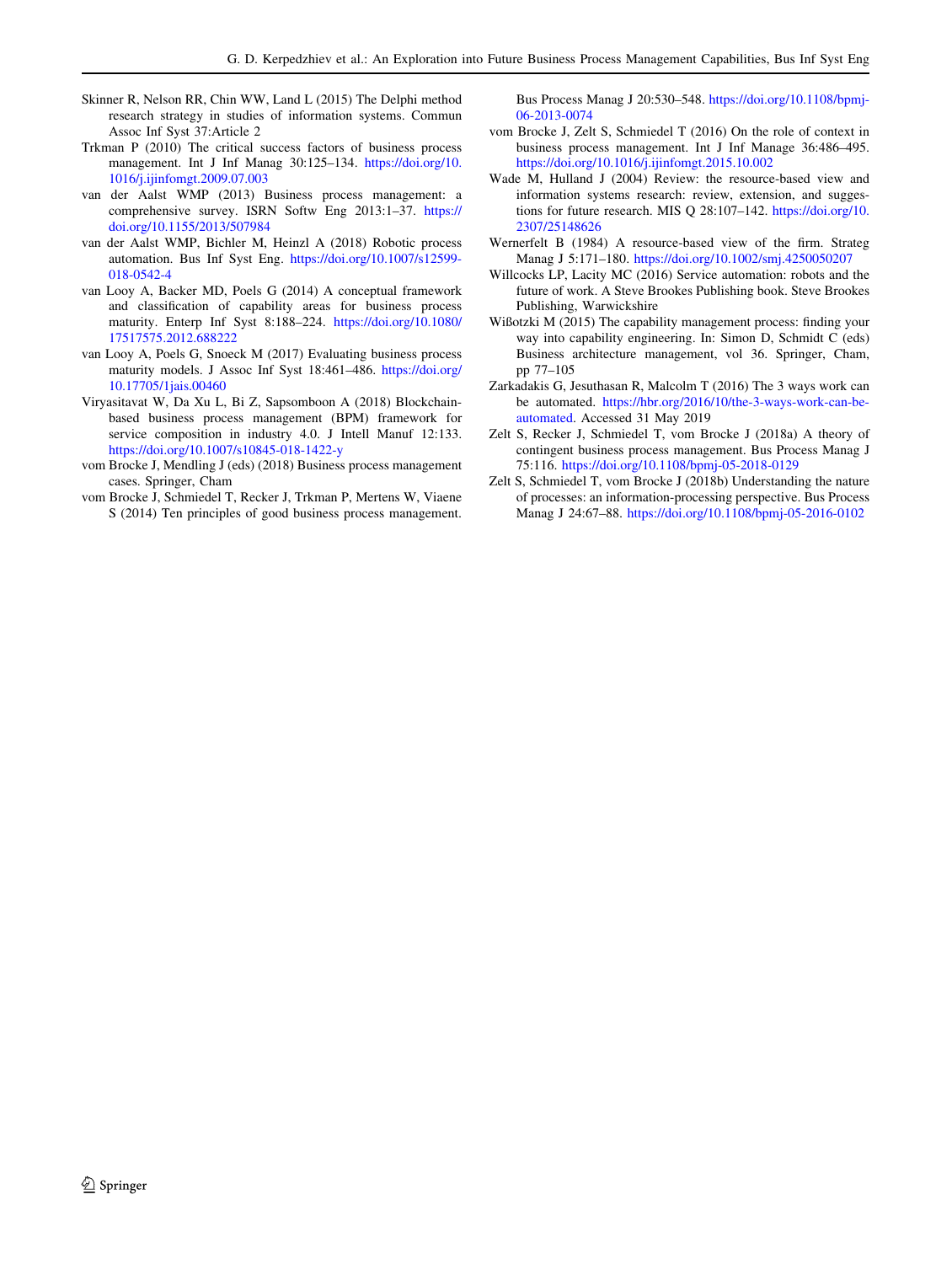Skinner R, Nelson RR, Chin WW, Land L (2015) The Delphi method research strategy in studies of information systems. Commun Assoc Inf Syst 37:Article 2

Trkman P (2010) The critical success factors of business process management. Int J Inf Manag 30:125–134. https://doi.org/10.1016/j.ijinfomgt.2009.07.003

van der Aalst WMP (2013) Business process management: a comprehensive survey. ISRN Softw Eng 2013:1–37. https://doi.org/10.1155/2013/507984

van der Aalst WMP, Bichler M, Heinzl A (2018) Robotic process automation. Bus Inf Syst Eng. https://doi.org/10.1007/s12599-018-0542-4

van Looy A, Backer MD, Poels G (2014) A conceptual framework and classification of capability areas for business process maturity. Enterp Inf Syst 8:188–224. https://doi.org/10.1080/17517575.2012.688222

van Looy A, Poels G, Snoeck M (2017) Evaluating business process maturity models. J Assoc Inf Syst 18:461–486. https://doi.org/10.17705/1jais.00460

Viryasitavat W, Da Xu L, Bi Z, Sapsomboon A (2018) Blockchain-based business process management (BPM) framework for service composition in industry 4.0. J Intell Manuf 12:133. https://doi.org/10.1007/s10845-018-1422-y

vom Brocke J, Mendling J (eds) (2018) Business process management cases. Springer, Cham

vom Brocke J, Schmiedel T, Recker J, Trkman P, Mertens W, Viaene S (2014) Ten principles of good business process management. Bus Process Manag J 20:530–548. https://doi.org/10.1108/bpmj-06-2013-0074

vom Brocke J, Zelt S, Schmiedel T (2016) On the role of context in business process management. Int J Inf Manage 36:486–495. https://doi.org/10.1016/j.ijinfomgt.2015.10.002

Wade M, Hulland J (2004) Review: the resource-based view and information systems research: review, extension, and suggestions for future research. MIS Q 28:107–142. https://doi.org/10.2307/25148626

Wernerfelt B (1984) A resource-based view of the firm. Strateg Manag J 5:171–180. https://doi.org/10.1002/smj.4250050207

Willcocks LP, Lacity MC (2016) Service automation: robots and the future of work. A Steve Brookes Publishing book. Steve Brookes Publishing, Warwickshire

Wißotzki M (2015) The capability management process: finding your way into capability engineering. In: Simon D, Schmidt C (eds) Business architecture management, vol 36. Springer, Cham, pp 77–105

Zarkadakis G, Jesuthasan R, Malcolm T (2016) The 3 ways work can be automated. https://hbr.org/2016/10/the-3-ways-work-can-be-automated. Accessed 31 May 2019

Zelt S, Recker J, Schmiedel T, vom Brocke J (2018a) A theory of contingent business process management. Bus Process Manag J 75:116. https://doi.org/10.1108/bpmj-05-2018-0129

Zelt S, Schmiedel T, vom Brocke J (2018b) Understanding the nature of processes: an information-processing perspective. Bus Process Manag J 24:67–88. https://doi.org/10.1108/bpmj-05-2016-0102